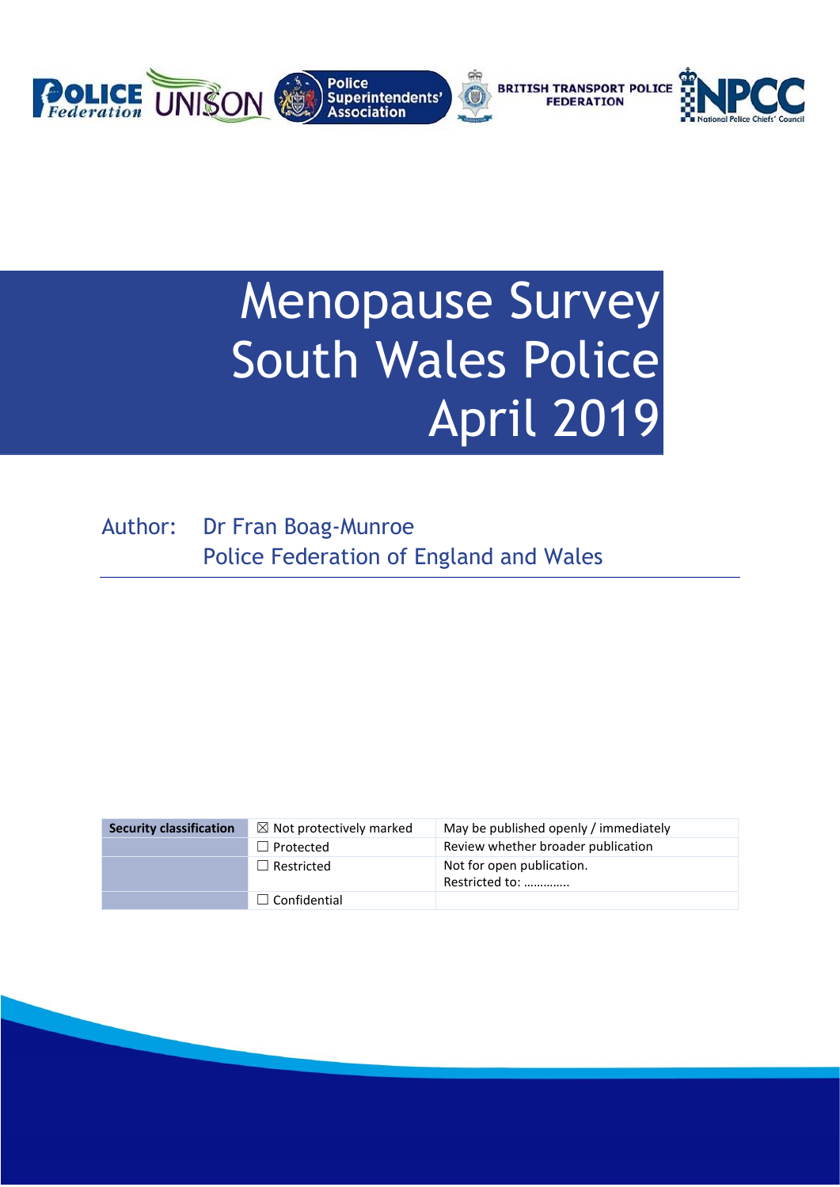# Menopause Survey South Wales Police April 2019

Author: Dr Fran Boag-Munroe
Police Federation of England and Wales

| | | |
|---|---|---|
| **Security classification** | ☒ Not protectively marked | May be published openly / immediately |
| | ☐ Protected | Review whether broader publication |
| | ☐ Restricted | Not for open publication. Restricted to: …………. |
| | ☐ Confidential | |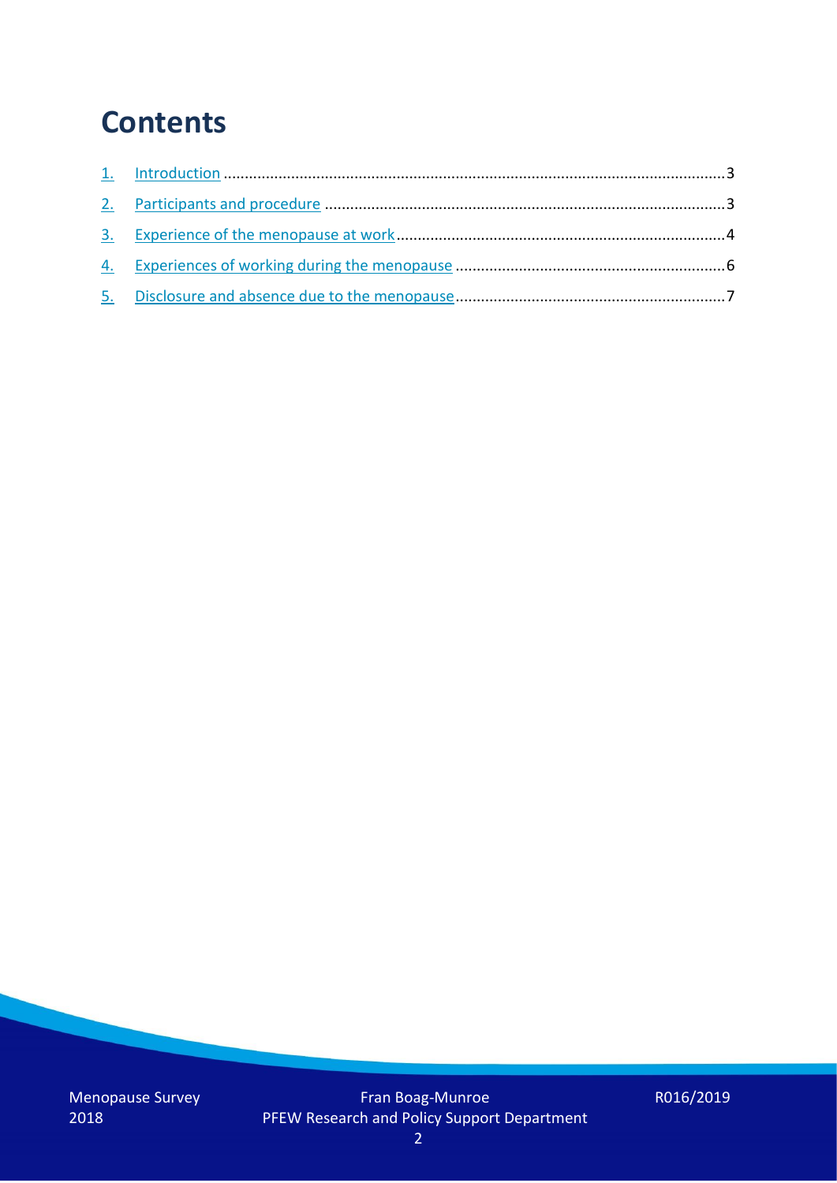# Contents

1. Introduction ........................................................................................................................3
2. Participants and procedure ...............................................................................................3
3. Experience of the menopause at work ..............................................................................4
4. Experiences of working during the menopause ................................................................6
5. Disclosure and absence due to the menopause ................................................................7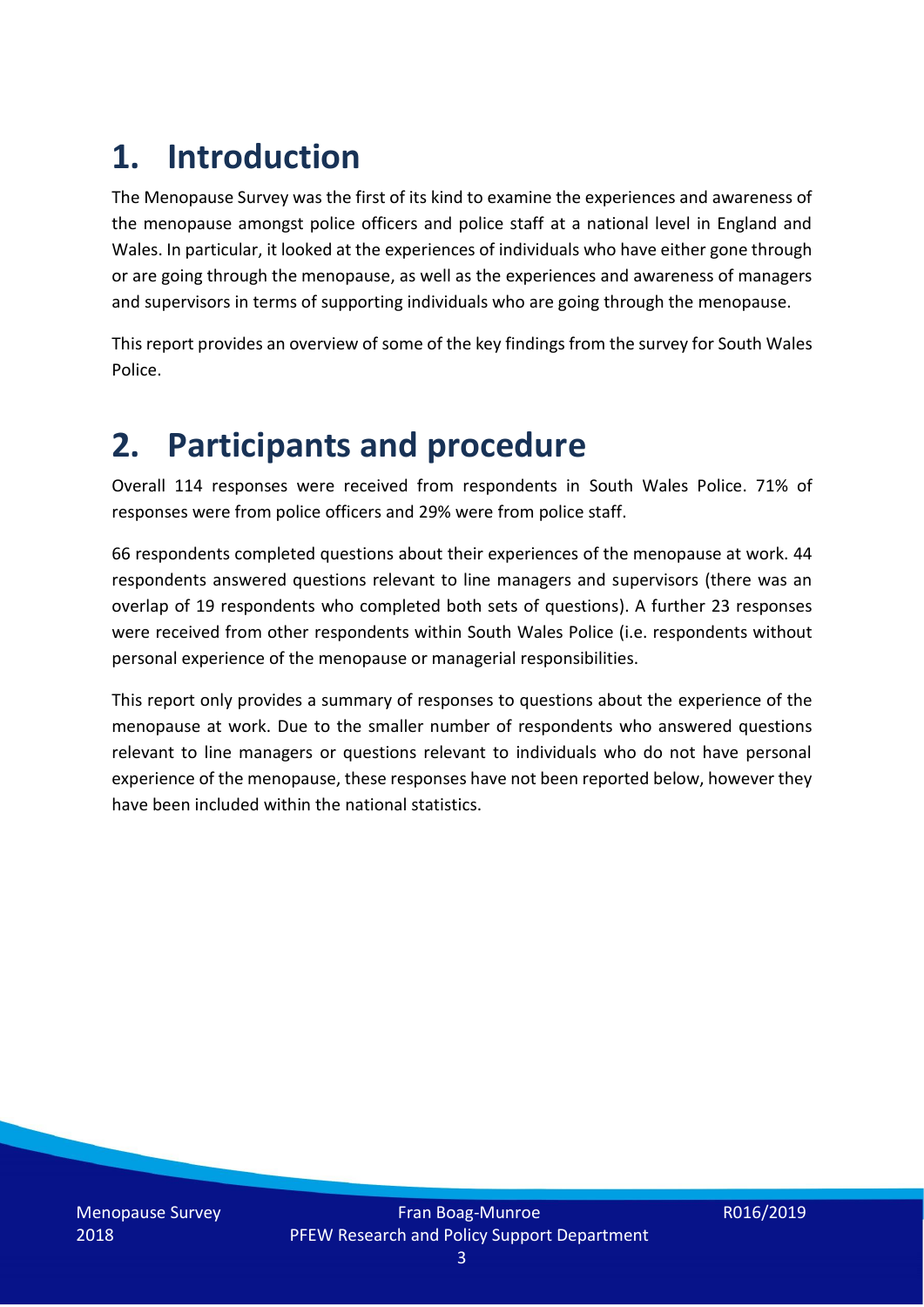# 1. Introduction

The Menopause Survey was the first of its kind to examine the experiences and awareness of the menopause amongst police officers and police staff at a national level in England and Wales. In particular, it looked at the experiences of individuals who have either gone through or are going through the menopause, as well as the experiences and awareness of managers and supervisors in terms of supporting individuals who are going through the menopause.

This report provides an overview of some of the key findings from the survey for South Wales Police.

# 2. Participants and procedure

Overall 114 responses were received from respondents in South Wales Police. 71% of responses were from police officers and 29% were from police staff.

66 respondents completed questions about their experiences of the menopause at work. 44 respondents answered questions relevant to line managers and supervisors (there was an overlap of 19 respondents who completed both sets of questions). A further 23 responses were received from other respondents within South Wales Police (i.e. respondents without personal experience of the menopause or managerial responsibilities.

This report only provides a summary of responses to questions about the experience of the menopause at work. Due to the smaller number of respondents who answered questions relevant to line managers or questions relevant to individuals who do not have personal experience of the menopause, these responses have not been reported below, however they have been included within the national statistics.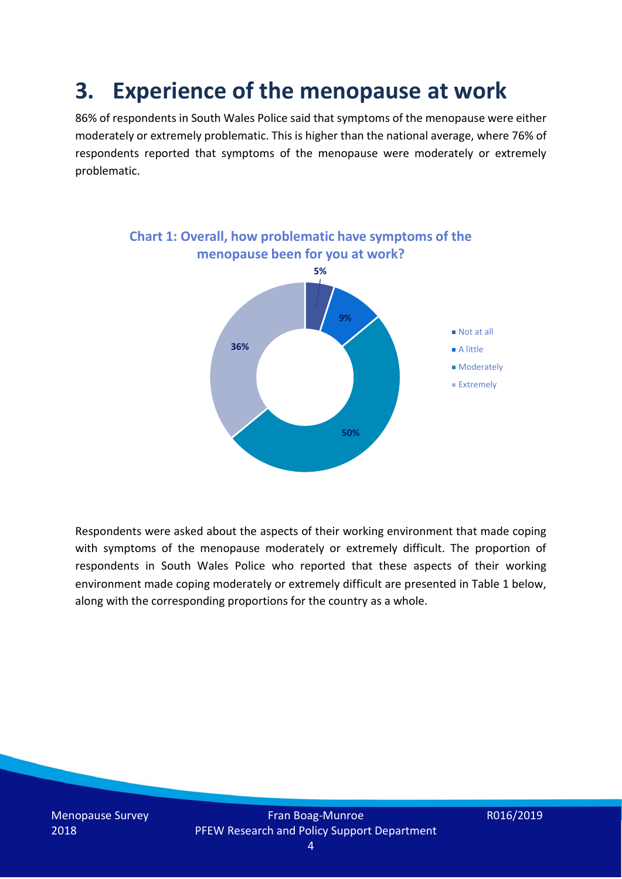# 3. Experience of the menopause at work

86% of respondents in South Wales Police said that symptoms of the menopause were either moderately or extremely problematic. This is higher than the national average, where 76% of respondents reported that symptoms of the menopause were moderately or extremely problematic.

**Chart 1: Overall, how problematic have symptoms of the menopause been for you at work?**

| Response | Percentage |
| --- | --- |
| Not at all | 5% |
| A little | 9% |
| Moderately | 50% |
| Extremely | 36% |

Respondents were asked about the aspects of their working environment that made coping with symptoms of the menopause moderately or extremely difficult. The proportion of respondents in South Wales Police who reported that these aspects of their working environment made coping moderately or extremely difficult are presented in Table 1 below, along with the corresponding proportions for the country as a whole.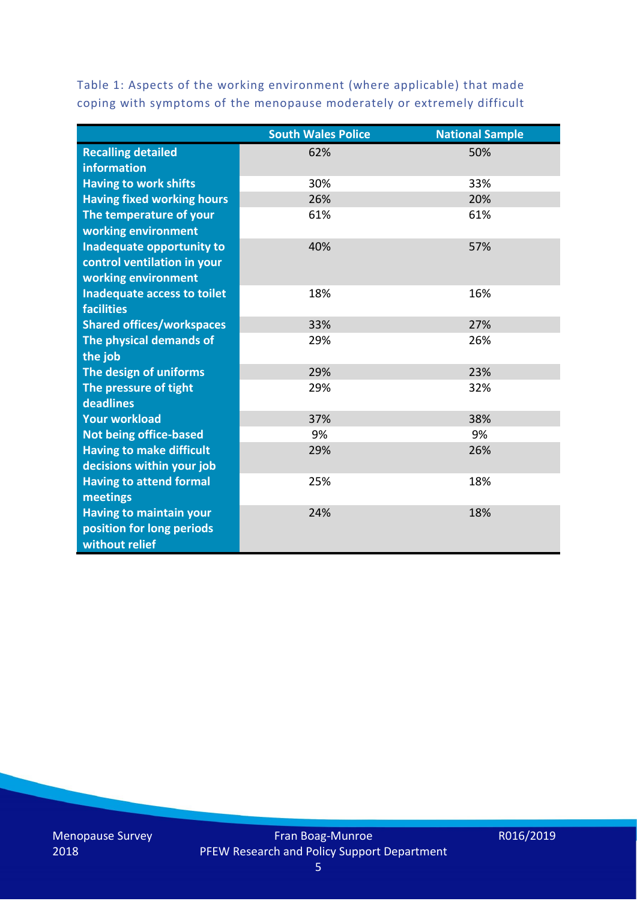Table 1: Aspects of the working environment (where applicable) that made coping with symptoms of the menopause moderately or extremely difficult

| | South Wales Police | National Sample |
|---|---|---|
| Recalling detailed information | 62% | 50% |
| Having to work shifts | 30% | 33% |
| Having fixed working hours | 26% | 20% |
| The temperature of your working environment | 61% | 61% |
| Inadequate opportunity to control ventilation in your working environment | 40% | 57% |
| Inadequate access to toilet facilities | 18% | 16% |
| Shared offices/workspaces | 33% | 27% |
| The physical demands of the job | 29% | 26% |
| The design of uniforms | 29% | 23% |
| The pressure of tight deadlines | 29% | 32% |
| Your workload | 37% | 38% |
| Not being office-based | 9% | 9% |
| Having to make difficult decisions within your job | 29% | 26% |
| Having to attend formal meetings | 25% | 18% |
| Having to maintain your position for long periods without relief | 24% | 18% |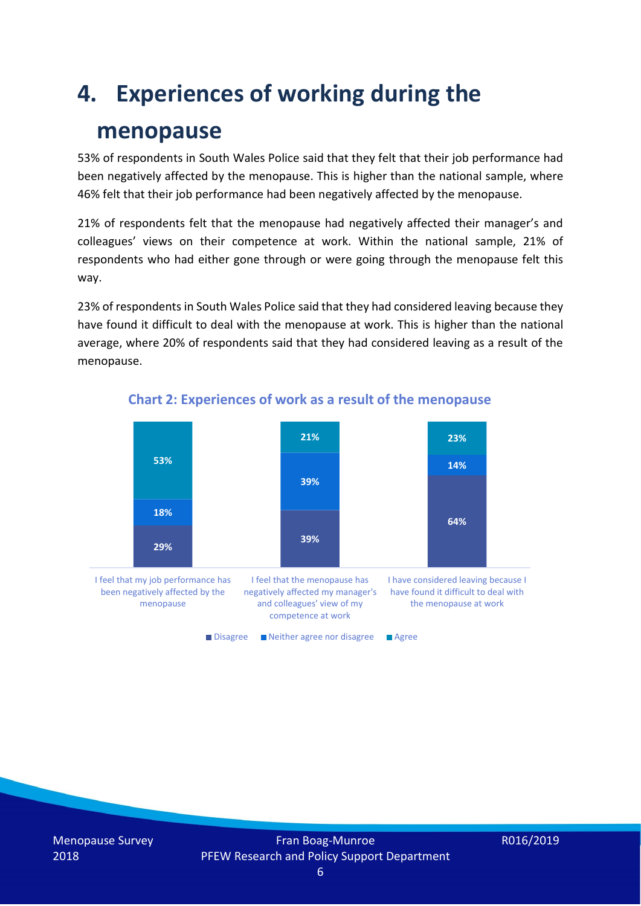# 4. Experiences of working during the menopause

53% of respondents in South Wales Police said that they felt that their job performance had been negatively affected by the menopause. This is higher than the national sample, where 46% felt that their job performance had been negatively affected by the menopause.

21% of respondents felt that the menopause had negatively affected their manager's and colleagues' views on their competence at work. Within the national sample, 21% of respondents who had either gone through or were going through the menopause felt this way.

23% of respondents in South Wales Police said that they had considered leaving because they have found it difficult to deal with the menopause at work. This is higher than the national average, where 20% of respondents said that they had considered leaving as a result of the menopause.

**Chart 2: Experiences of work as a result of the menopause**

I feel that my job performance has been negatively affected by the menopause: 53%, 18%, 29%

I feel that the menopause has negatively affected my manager's and colleagues' view of my competence at work: 21%, 39%, 39%

I have considered leaving because I have found it difficult to deal with the menopause at work: 23%, 14%, 64%

Disagree | Neither agree nor disagree | Agree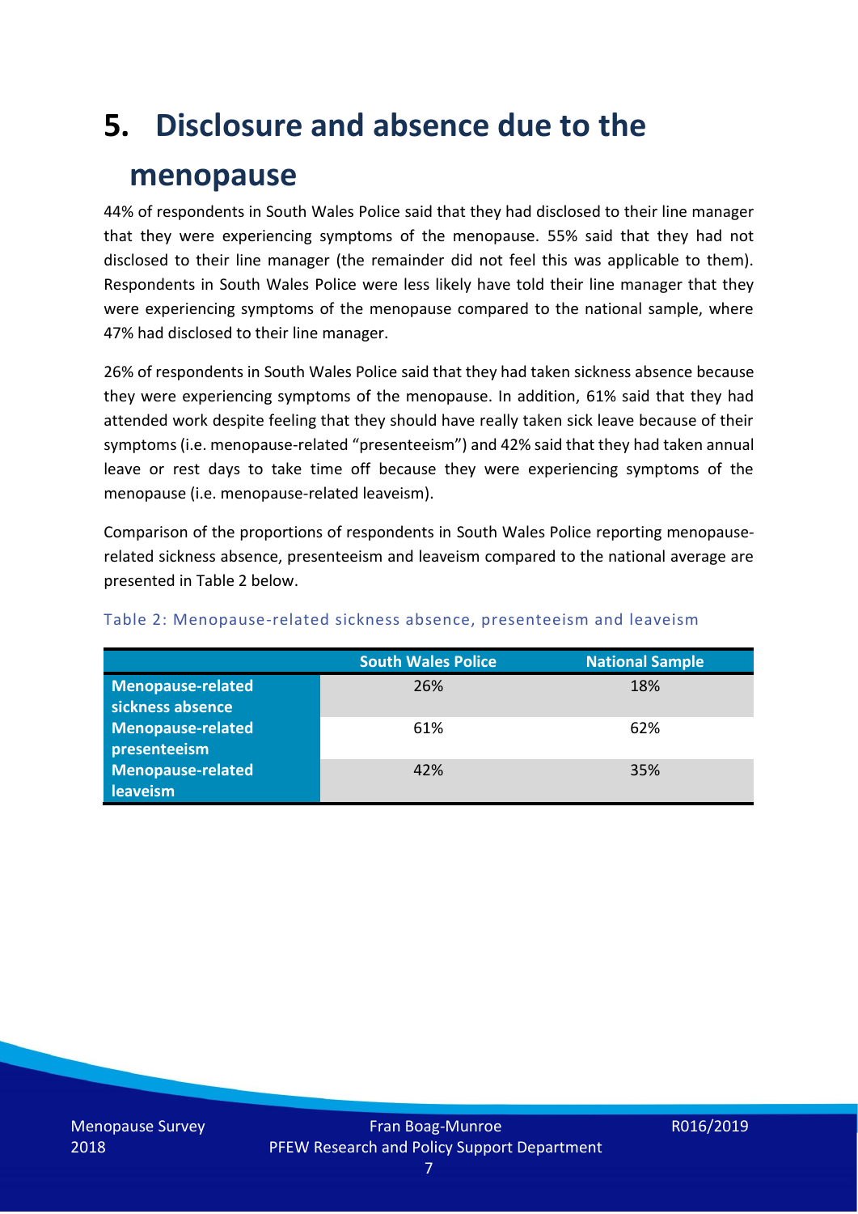# 5. Disclosure and absence due to the menopause

44% of respondents in South Wales Police said that they had disclosed to their line manager that they were experiencing symptoms of the menopause. 55% said that they had not disclosed to their line manager (the remainder did not feel this was applicable to them). Respondents in South Wales Police were less likely have told their line manager that they were experiencing symptoms of the menopause compared to the national sample, where 47% had disclosed to their line manager.

26% of respondents in South Wales Police said that they had taken sickness absence because they were experiencing symptoms of the menopause. In addition, 61% said that they had attended work despite feeling that they should have really taken sick leave because of their symptoms (i.e. menopause-related "presenteeism") and 42% said that they had taken annual leave or rest days to take time off because they were experiencing symptoms of the menopause (i.e. menopause-related leaveism).

Comparison of the proportions of respondents in South Wales Police reporting menopause-related sickness absence, presenteeism and leaveism compared to the national average are presented in Table 2 below.

Table 2: Menopause-related sickness absence, presenteeism and leaveism

| | South Wales Police | National Sample |
|---|---|---|
| **Menopause-related sickness absence** | 26% | 18% |
| **Menopause-related presenteeism** | 61% | 62% |
| **Menopause-related leaveism** | 42% | 35% |